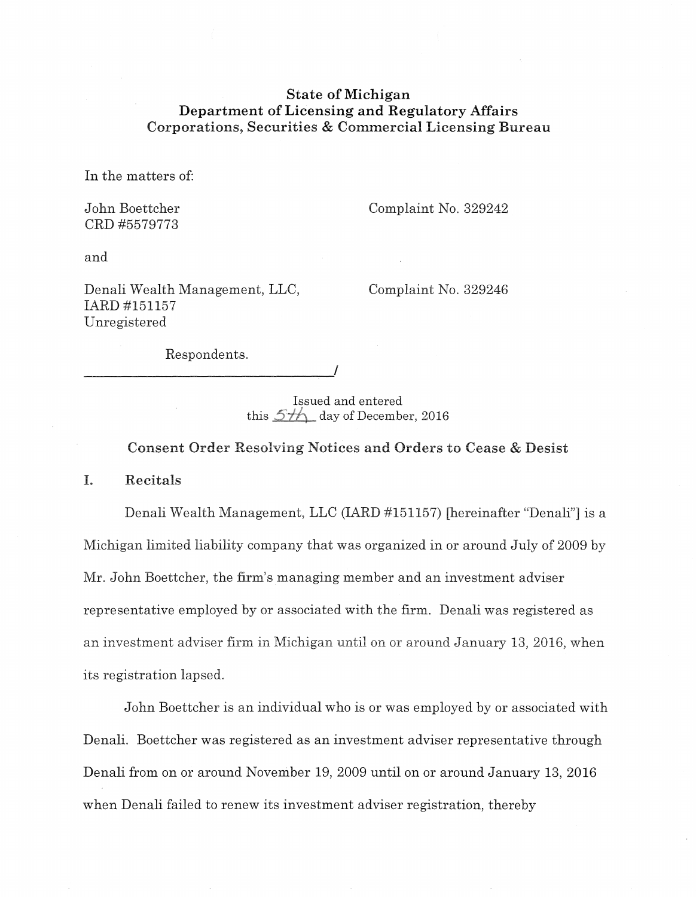**State of Michigan**
**Department of Licensing and Regulatory Affairs**
**Corporations, Securities & Commercial Licensing Bureau**

In the matters of:

John Boettcher
CRD #5579773

Complaint No. 329242

and

Denali Wealth Management, LLC,
IARD #151157
Unregistered

Complaint No. 329246

Respondents.
_______________________________________/

Issued and entered
this 5th day of December, 2016

## Consent Order Resolving Notices and Orders to Cease & Desist

## I. Recitals

Denali Wealth Management, LLC (IARD #151157) [hereinafter "Denali"] is a Michigan limited liability company that was organized in or around July of 2009 by Mr. John Boettcher, the firm's managing member and an investment adviser representative employed by or associated with the firm. Denali was registered as an investment adviser firm in Michigan until on or around January 13, 2016, when its registration lapsed.

John Boettcher is an individual who is or was employed by or associated with Denali. Boettcher was registered as an investment adviser representative through Denali from on or around November 19, 2009 until on or around January 13, 2016 when Denali failed to renew its investment adviser registration, thereby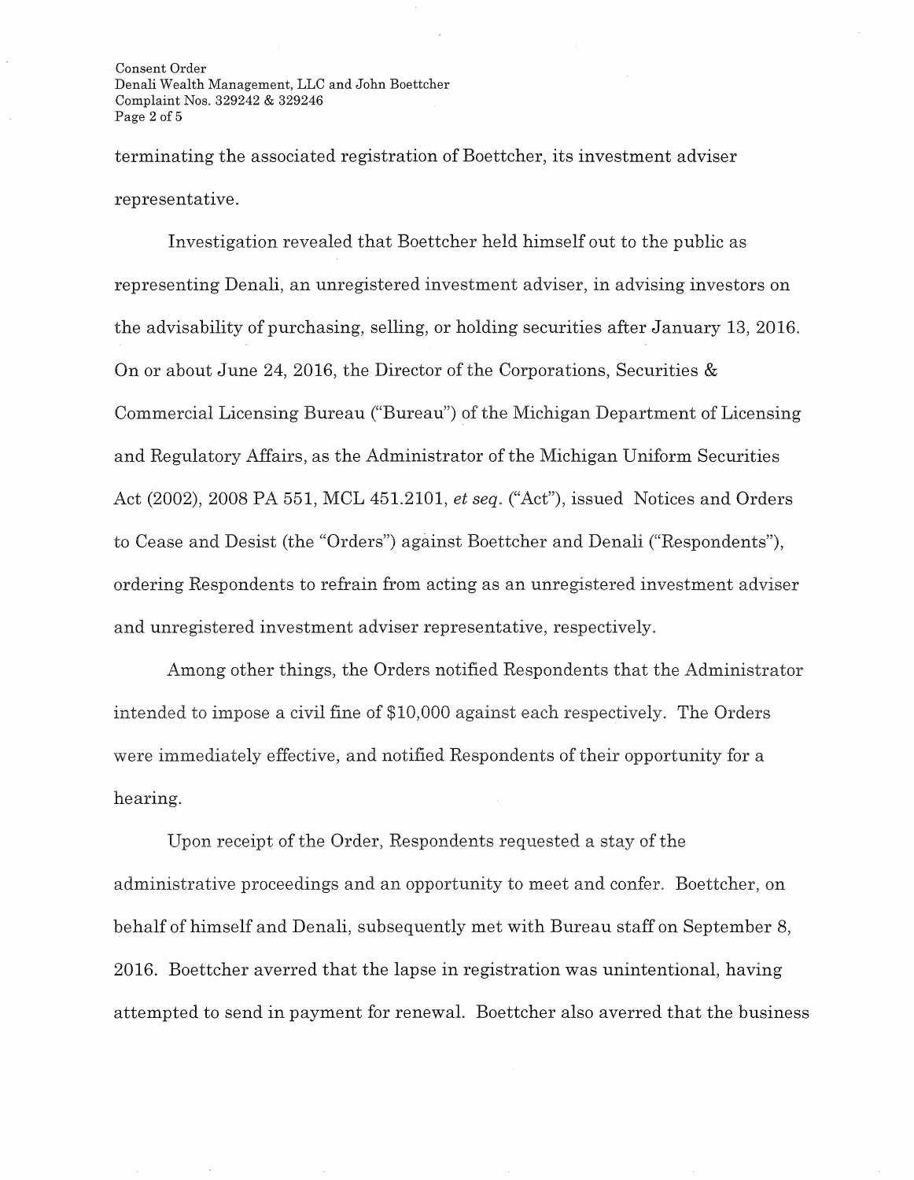terminating the associated registration of Boettcher, its investment adviser representative.

Investigation revealed that Boettcher held himself out to the public as representing Denali, an unregistered investment adviser, in advising investors on the advisability of purchasing, selling, or holding securities after January 13, 2016. On or about June 24, 2016, the Director of the Corporations, Securities & Commercial Licensing Bureau ("Bureau") of the Michigan Department of Licensing and Regulatory Affairs, as the Administrator of the Michigan Uniform Securities Act (2002), 2008 PA 551, MCL 451.2101, *et seq.* ("Act"), issued Notices and Orders to Cease and Desist (the "Orders") against Boettcher and Denali ("Respondents"), ordering Respondents to refrain from acting as an unregistered investment adviser and unregistered investment adviser representative, respectively.

Among other things, the Orders notified Respondents that the Administrator intended to impose a civil fine of $10,000 against each respectively. The Orders were immediately effective, and notified Respondents of their opportunity for a hearing.

Upon receipt of the Order, Respondents requested a stay of the administrative proceedings and an opportunity to meet and confer. Boettcher, on behalf of himself and Denali, subsequently met with Bureau staff on September 8, 2016. Boettcher averred that the lapse in registration was unintentional, having attempted to send in payment for renewal. Boettcher also averred that the business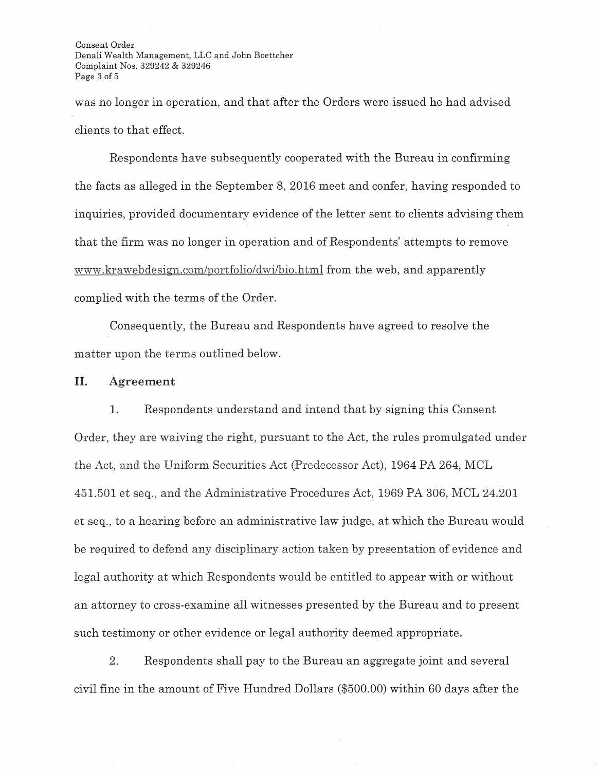was no longer in operation, and that after the Orders were issued he had advised clients to that effect.

Respondents have subsequently cooperated with the Bureau in confirming the facts as alleged in the September 8, 2016 meet and confer, having responded to inquiries, provided documentary evidence of the letter sent to clients advising them that the firm was no longer in operation and of Respondents' attempts to remove www.krawebdesign.com/portfolio/dwi/bio.html from the web, and apparently complied with the terms of the Order.

Consequently, the Bureau and Respondents have agreed to resolve the matter upon the terms outlined below.

## II. Agreement

1. Respondents understand and intend that by signing this Consent Order, they are waiving the right, pursuant to the Act, the rules promulgated under the Act, and the Uniform Securities Act (Predecessor Act), 1964 PA 264, MCL 451.501 et seq., and the Administrative Procedures Act, 1969 PA 306, MCL 24.201 et seq., to a hearing before an administrative law judge, at which the Bureau would be required to defend any disciplinary action taken by presentation of evidence and legal authority at which Respondents would be entitled to appear with or without an attorney to cross-examine all witnesses presented by the Bureau and to present such testimony or other evidence or legal authority deemed appropriate.

2. Respondents shall pay to the Bureau an aggregate joint and several civil fine in the amount of Five Hundred Dollars ($500.00) within 60 days after the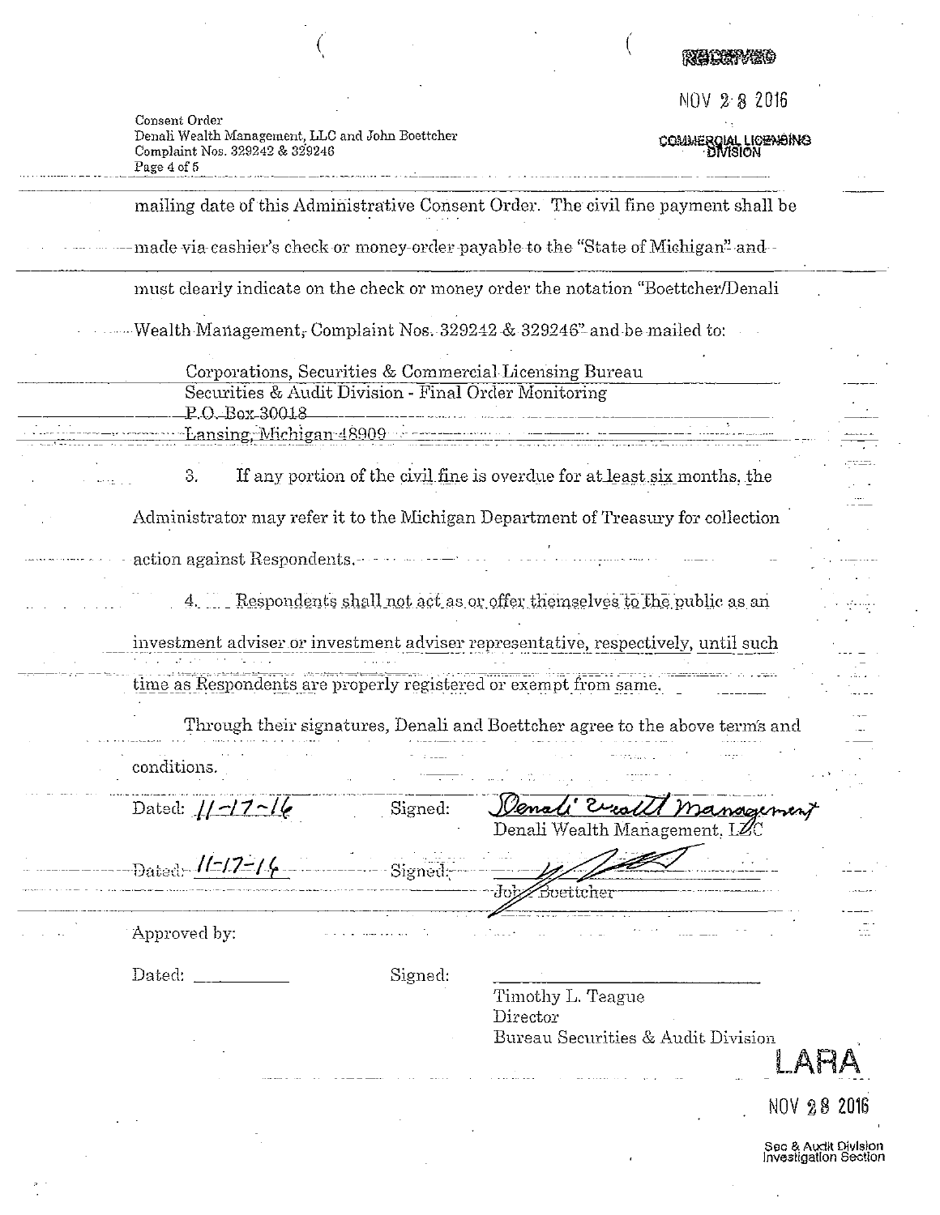mailing date of this Administrative Consent Order. The civil fine payment shall be made via cashier's check or money order payable to the "State of Michigan" and must clearly indicate on the check or money order the notation "Boettcher/Denali Wealth Management, Complaint Nos. 329242 & 329246" and be mailed to:

> Corporations, Securities & Commercial Licensing Bureau
> Securities & Audit Division - Final Order Monitoring
> P.O. Box 30018
> Lansing, Michigan 48909

3. If any portion of the civil fine is overdue for at least six months, the Administrator may refer it to the Michigan Department of Treasury for collection action against Respondents.

4. Respondents shall not act as or offer themselves to the public as an investment adviser or investment adviser representative, respectively, until such time as Respondents are properly registered or exempt from same.

Through their signatures, Denali and Boettcher agree to the above terms and conditions.

Dated: 11-17-16 Signed: *Denali Wealth Management*
Denali Wealth Management, LLC

Dated: 11-17-16 Signed: ____________________
John Boettcher

Approved by:

Dated: __________ Signed: ____________________
Timothy L. Teague
Director
Bureau Securities & Audit Division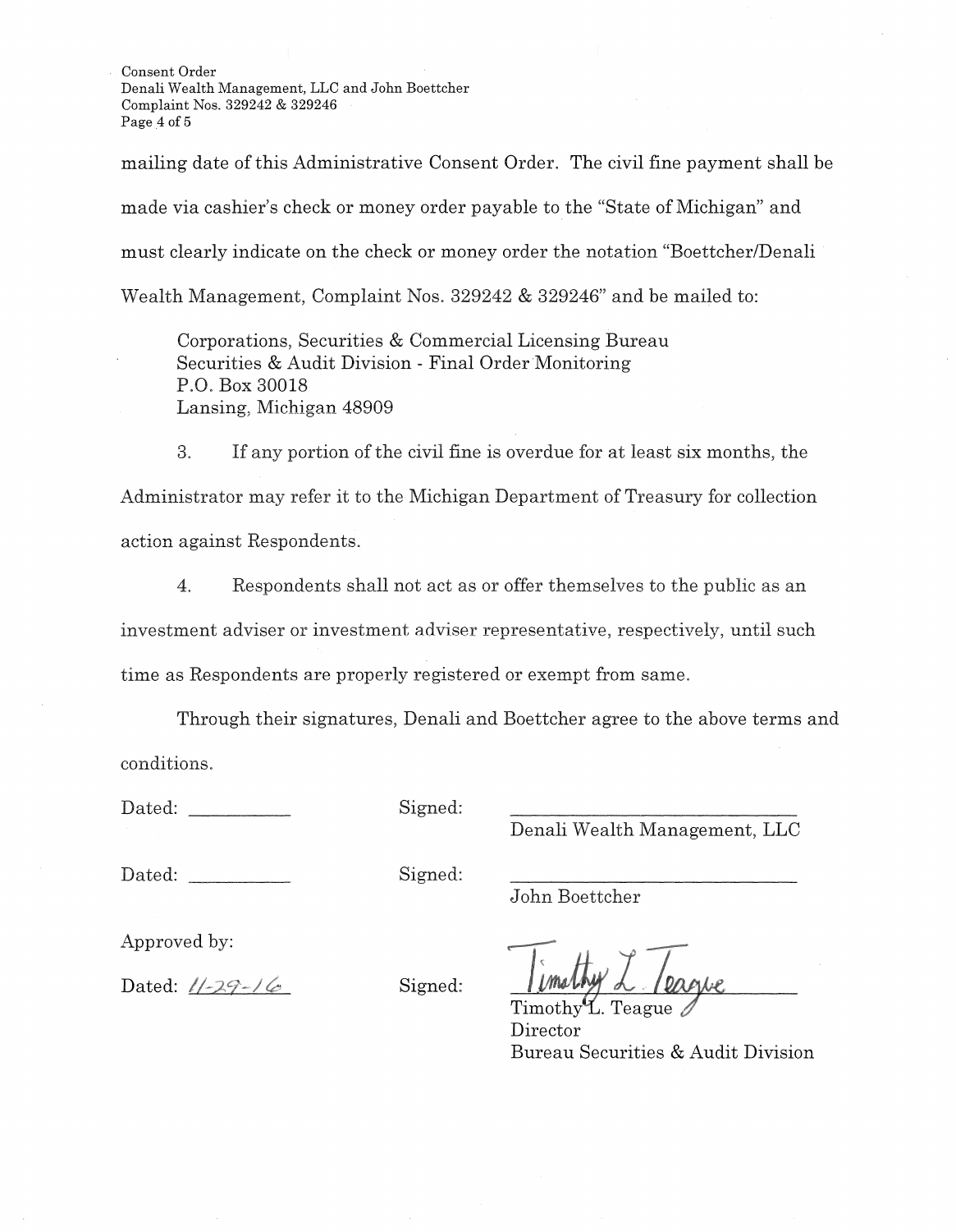mailing date of this Administrative Consent Order. The civil fine payment shall be made via cashier's check or money order payable to the "State of Michigan" and must clearly indicate on the check or money order the notation "Boettcher/Denali Wealth Management, Complaint Nos. 329242 & 329246" and be mailed to:

Corporations, Securities & Commercial Licensing Bureau
Securities & Audit Division - Final Order Monitoring
P.O. Box 30018
Lansing, Michigan 48909

3. If any portion of the civil fine is overdue for at least six months, the Administrator may refer it to the Michigan Department of Treasury for collection action against Respondents.

4. Respondents shall not act as or offer themselves to the public as an investment adviser or investment adviser representative, respectively, until such time as Respondents are properly registered or exempt from same.

Through their signatures, Denali and Boettcher agree to the above terms and conditions.

Dated: __________ Signed: ______________________________
Denali Wealth Management, LLC

Dated: __________ Signed: ______________________________
John Boettcher

Approved by:

Dated: 11-29-16 Signed: Timothy L. Teague
Timothy L. Teague
Director
Bureau Securities & Audit Division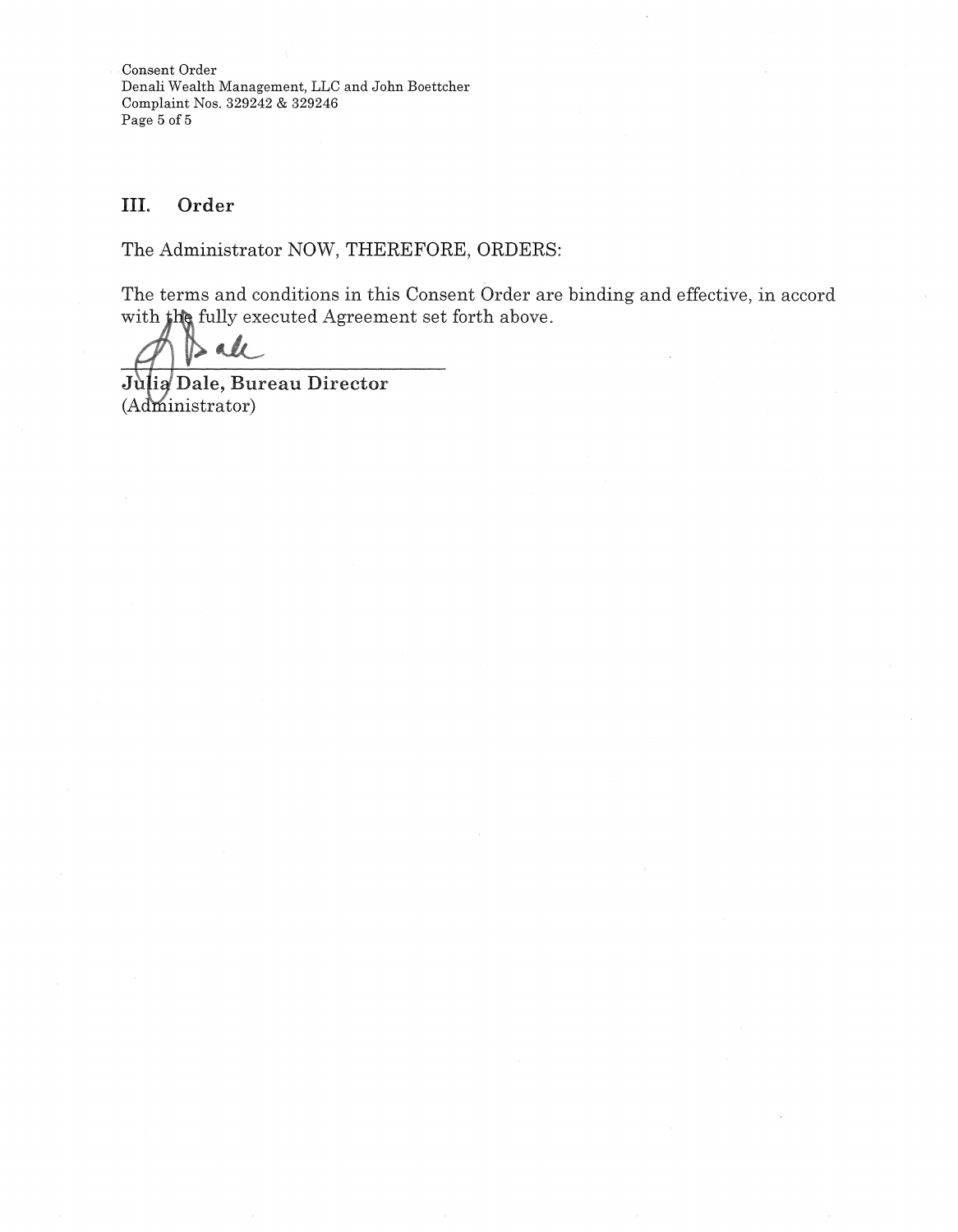## III. Order

The Administrator NOW, THEREFORE, ORDERS:

The terms and conditions in this Consent Order are binding and effective, in accord with the fully executed Agreement set forth above.

**Julia Dale, Bureau Director**
(Administrator)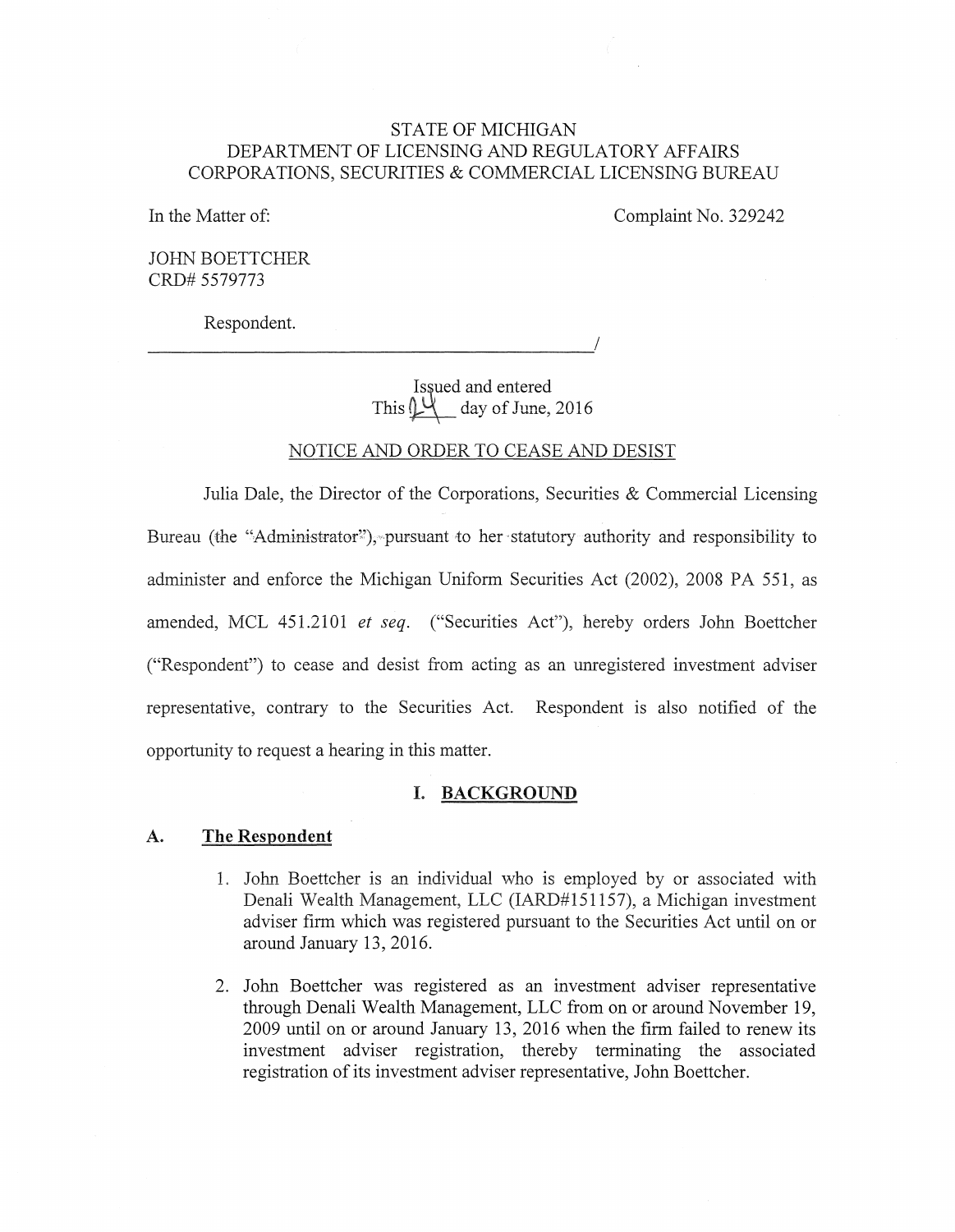STATE OF MICHIGAN
DEPARTMENT OF LICENSING AND REGULATORY AFFAIRS
CORPORATIONS, SECURITIES & COMMERCIAL LICENSING BUREAU

In the Matter of:

Complaint No. 329242

JOHN BOETTCHER
CRD# 5579773

Respondent.
_______________________________________________/

Issued and entered
This 14 day of June, 2016

NOTICE AND ORDER TO CEASE AND DESIST

Julia Dale, the Director of the Corporations, Securities & Commercial Licensing Bureau (the "Administrator"), pursuant to her statutory authority and responsibility to administer and enforce the Michigan Uniform Securities Act (2002), 2008 PA 551, as amended, MCL 451.2101 *et seq.* ("Securities Act"), hereby orders John Boettcher ("Respondent") to cease and desist from acting as an unregistered investment adviser representative, contrary to the Securities Act. Respondent is also notified of the opportunity to request a hearing in this matter.

## I. BACKGROUND

### A. The Respondent

1. John Boettcher is an individual who is employed by or associated with Denali Wealth Management, LLC (IARD#151157), a Michigan investment adviser firm which was registered pursuant to the Securities Act until on or around January 13, 2016.

2. John Boettcher was registered as an investment adviser representative through Denali Wealth Management, LLC from on or around November 19, 2009 until on or around January 13, 2016 when the firm failed to renew its investment adviser registration, thereby terminating the associated registration of its investment adviser representative, John Boettcher.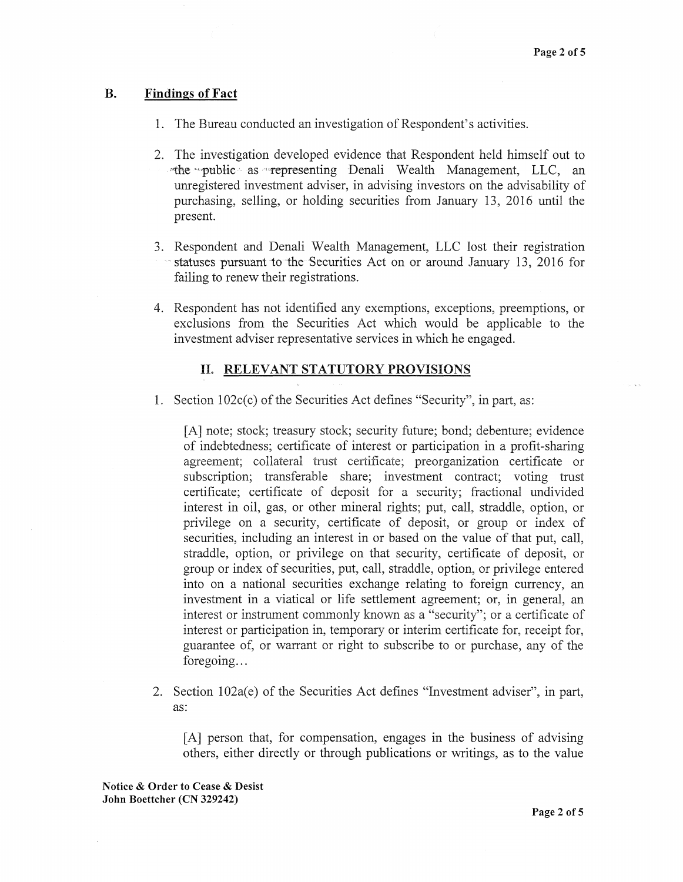### B. Findings of Fact

1. The Bureau conducted an investigation of Respondent's activities.

2. The investigation developed evidence that Respondent held himself out to the public as representing Denali Wealth Management, LLC, an unregistered investment adviser, in advising investors on the advisability of purchasing, selling, or holding securities from January 13, 2016 until the present.

3. Respondent and Denali Wealth Management, LLC lost their registration statuses pursuant to the Securities Act on or around January 13, 2016 for failing to renew their registrations.

4. Respondent has not identified any exemptions, exceptions, preemptions, or exclusions from the Securities Act which would be applicable to the investment adviser representative services in which he engaged.

## II. RELEVANT STATUTORY PROVISIONS

1. Section 102c(c) of the Securities Act defines "Security", in part, as:

   [A] note; stock; treasury stock; security future; bond; debenture; evidence of indebtedness; certificate of interest or participation in a profit-sharing agreement; collateral trust certificate; preorganization certificate or subscription; transferable share; investment contract; voting trust certificate; certificate of deposit for a security; fractional undivided interest in oil, gas, or other mineral rights; put, call, straddle, option, or privilege on a security, certificate of deposit, or group or index of securities, including an interest in or based on the value of that put, call, straddle, option, or privilege on that security, certificate of deposit, or group or index of securities, put, call, straddle, option, or privilege entered into on a national securities exchange relating to foreign currency, an investment in a viatical or life settlement agreement; or, in general, an interest or instrument commonly known as a "security"; or a certificate of interest or participation in, temporary or interim certificate for, receipt for, guarantee of, or warrant or right to subscribe to or purchase, any of the foregoing…

2. Section 102a(e) of the Securities Act defines "Investment adviser", in part, as:

   [A] person that, for compensation, engages in the business of advising others, either directly or through publications or writings, as to the value

**Notice & Order to Cease & Desist**
**John Boettcher (CN 329242)**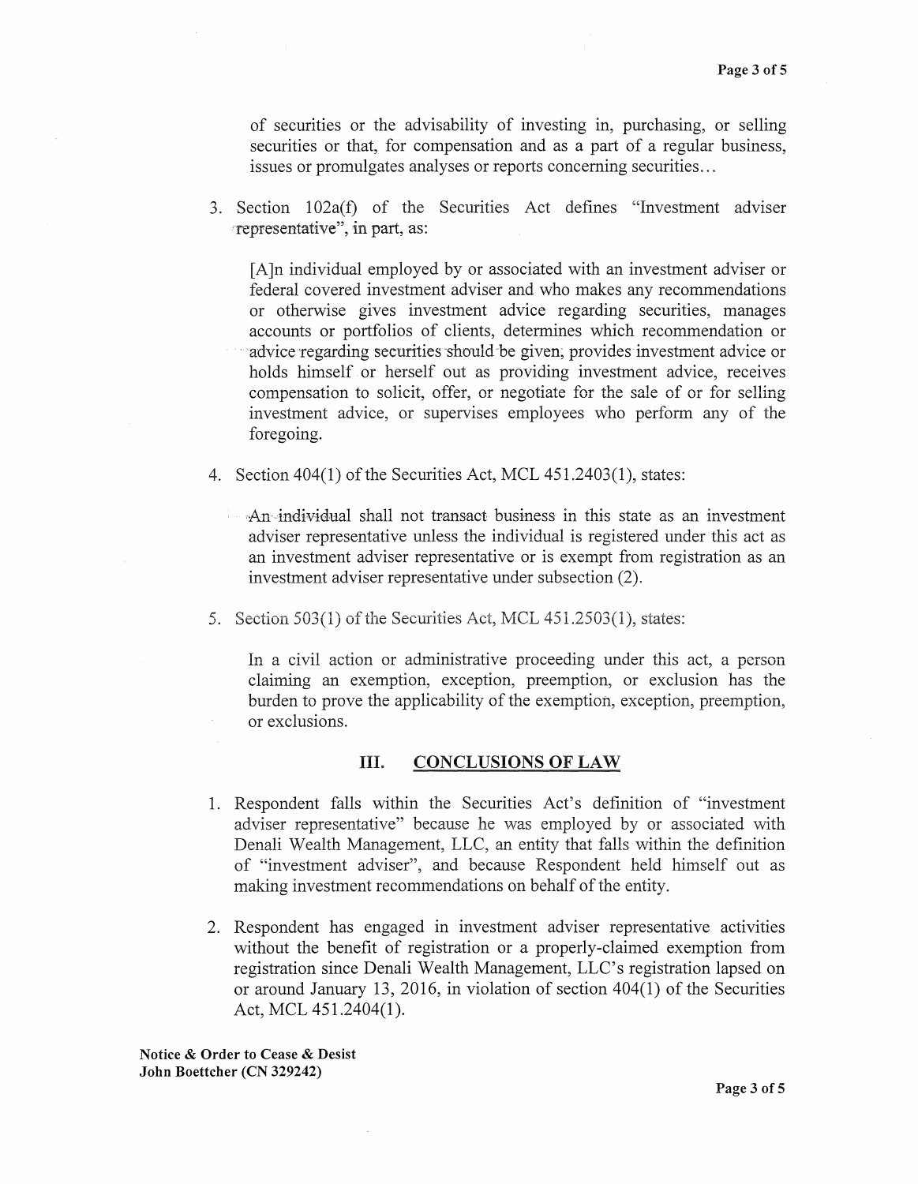of securities or the advisability of investing in, purchasing, or selling securities or that, for compensation and as a part of a regular business, issues or promulgates analyses or reports concerning securities…

3. Section 102a(f) of the Securities Act defines "Investment adviser representative", in part, as:

   [A]n individual employed by or associated with an investment adviser or federal covered investment adviser and who makes any recommendations or otherwise gives investment advice regarding securities, manages accounts or portfolios of clients, determines which recommendation or advice regarding securities should be given, provides investment advice or holds himself or herself out as providing investment advice, receives compensation to solicit, offer, or negotiate for the sale of or for selling investment advice, or supervises employees who perform any of the foregoing.

4. Section 404(1) of the Securities Act, MCL 451.2403(1), states:

   An individual shall not transact business in this state as an investment adviser representative unless the individual is registered under this act as an investment adviser representative or is exempt from registration as an investment adviser representative under subsection (2).

5. Section 503(1) of the Securities Act, MCL 451.2503(1), states:

   In a civil action or administrative proceeding under this act, a person claiming an exemption, exception, preemption, or exclusion has the burden to prove the applicability of the exemption, exception, preemption, or exclusions.

## III. CONCLUSIONS OF LAW

1. Respondent falls within the Securities Act's definition of "investment adviser representative" because he was employed by or associated with Denali Wealth Management, LLC, an entity that falls within the definition of "investment adviser", and because Respondent held himself out as making investment recommendations on behalf of the entity.

2. Respondent has engaged in investment adviser representative activities without the benefit of registration or a properly-claimed exemption from registration since Denali Wealth Management, LLC's registration lapsed on or around January 13, 2016, in violation of section 404(1) of the Securities Act, MCL 451.2404(1).

**Notice & Order to Cease & Desist**
**John Boettcher (CN 329242)**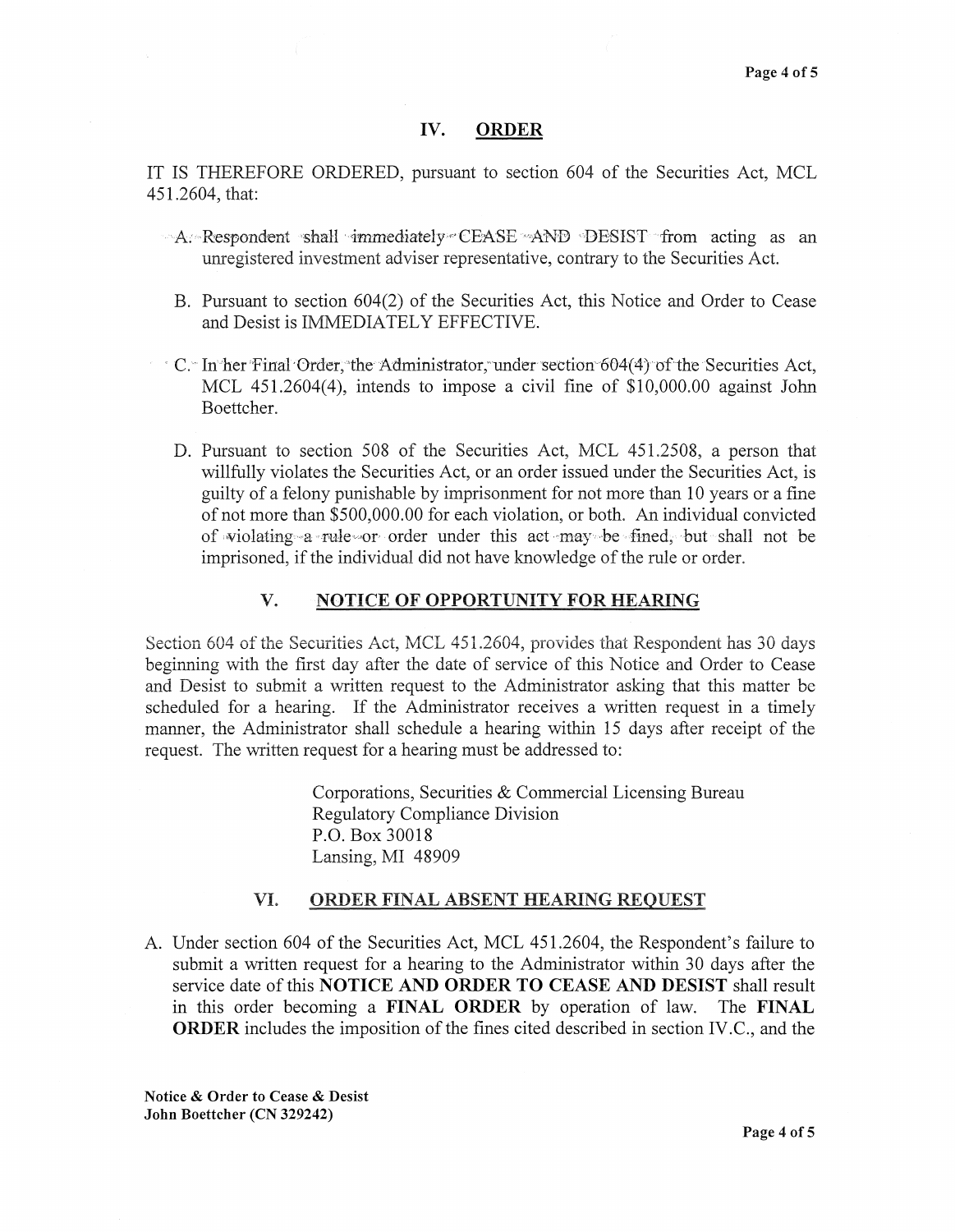## IV. ORDER

IT IS THEREFORE ORDERED, pursuant to section 604 of the Securities Act, MCL 451.2604, that:

A. Respondent shall immediately CEASE AND DESIST from acting as an unregistered investment adviser representative, contrary to the Securities Act.

B. Pursuant to section 604(2) of the Securities Act, this Notice and Order to Cease and Desist is IMMEDIATELY EFFECTIVE.

C. In her Final Order, the Administrator, under section 604(4) of the Securities Act, MCL 451.2604(4), intends to impose a civil fine of $10,000.00 against John Boettcher.

D. Pursuant to section 508 of the Securities Act, MCL 451.2508, a person that willfully violates the Securities Act, or an order issued under the Securities Act, is guilty of a felony punishable by imprisonment for not more than 10 years or a fine of not more than $500,000.00 for each violation, or both. An individual convicted of violating a rule or order under this act may be fined, but shall not be imprisoned, if the individual did not have knowledge of the rule or order.

## V. NOTICE OF OPPORTUNITY FOR HEARING

Section 604 of the Securities Act, MCL 451.2604, provides that Respondent has 30 days beginning with the first day after the date of service of this Notice and Order to Cease and Desist to submit a written request to the Administrator asking that this matter be scheduled for a hearing. If the Administrator receives a written request in a timely manner, the Administrator shall schedule a hearing within 15 days after receipt of the request. The written request for a hearing must be addressed to:

Corporations, Securities & Commercial Licensing Bureau
Regulatory Compliance Division
P.O. Box 30018
Lansing, MI 48909

## VI. ORDER FINAL ABSENT HEARING REQUEST

A. Under section 604 of the Securities Act, MCL 451.2604, the Respondent's failure to submit a written request for a hearing to the Administrator within 30 days after the service date of this **NOTICE AND ORDER TO CEASE AND DESIST** shall result in this order becoming a **FINAL ORDER** by operation of law. The **FINAL ORDER** includes the imposition of the fines cited described in section IV.C., and the

**Notice & Order to Cease & Desist**
**John Boettcher (CN 329242)**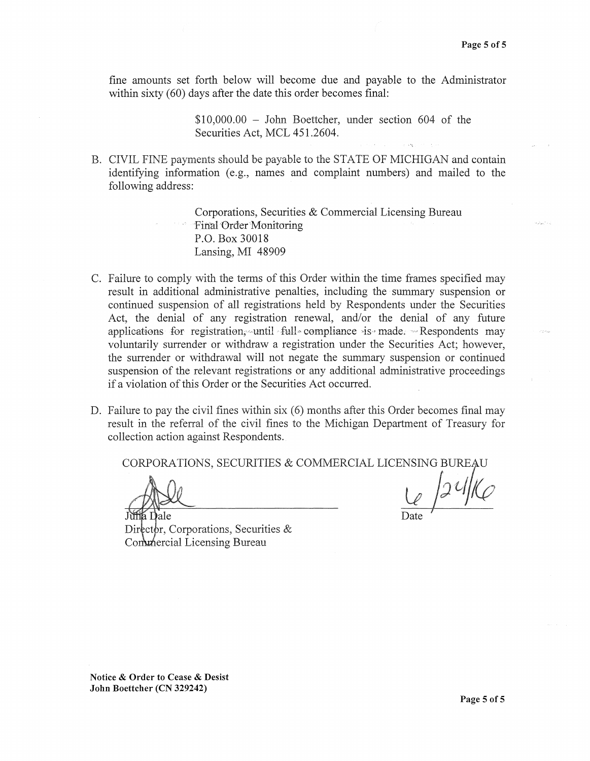fine amounts set forth below will become due and payable to the Administrator within sixty (60) days after the date this order becomes final:

> $10,000.00 – John Boettcher, under section 604 of the Securities Act, MCL 451.2604.

B. CIVIL FINE payments should be payable to the STATE OF MICHIGAN and contain identifying information (e.g., names and complaint numbers) and mailed to the following address:

> Corporations, Securities & Commercial Licensing Bureau
> Final Order Monitoring
> P.O. Box 30018
> Lansing, MI 48909

C. Failure to comply with the terms of this Order within the time frames specified may result in additional administrative penalties, including the summary suspension or continued suspension of all registrations held by Respondents under the Securities Act, the denial of any registration renewal, and/or the denial of any future applications for registration, until full compliance is made. Respondents may voluntarily surrender or withdraw a registration under the Securities Act; however, the surrender or withdrawal will not negate the summary suspension or continued suspension of the relevant registrations or any additional administrative proceedings if a violation of this Order or the Securities Act occurred.

D. Failure to pay the civil fines within six (6) months after this Order becomes final may result in the referral of the civil fines to the Michigan Department of Treasury for collection action against Respondents.

CORPORATIONS, SECURITIES & COMMERCIAL LICENSING BUREAU

Julia Dale
Director, Corporations, Securities & Commercial Licensing Bureau

6/24/16
Date

**Notice & Order to Cease & Desist**
**John Boettcher (CN 329242)**